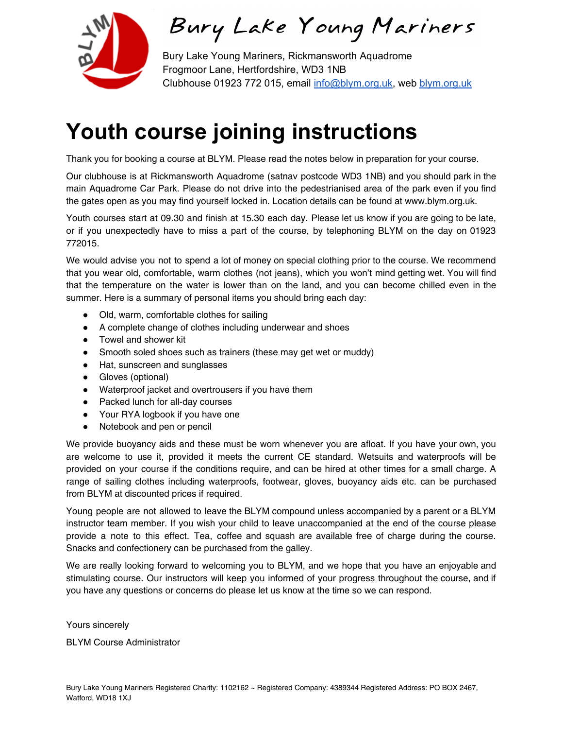# Bury Lake Young Mariners

Bury Lake Young Mariners, Rickmansworth Aquadrome
Frogmoor Lane, Hertfordshire, WD3 1NB
Clubhouse 01923 772 015, email info@blym.org.uk, web blym.org.uk

# Youth course joining instructions

Thank you for booking a course at BLYM. Please read the notes below in preparation for your course.

Our clubhouse is at Rickmansworth Aquadrome (satnav postcode WD3 1NB) and you should park in the main Aquadrome Car Park. Please do not drive into the pedestrianised area of the park even if you find the gates open as you may find yourself locked in. Location details can be found at www.blym.org.uk.

Youth courses start at 09.30 and finish at 15.30 each day. Please let us know if you are going to be late, or if you unexpectedly have to miss a part of the course, by telephoning BLYM on the day on 01923 772015.

We would advise you not to spend a lot of money on special clothing prior to the course. We recommend that you wear old, comfortable, warm clothes (not jeans), which you won't mind getting wet. You will find that the temperature on the water is lower than on the land, and you can become chilled even in the summer. Here is a summary of personal items you should bring each day:

- Old, warm, comfortable clothes for sailing
- A complete change of clothes including underwear and shoes
- Towel and shower kit
- Smooth soled shoes such as trainers (these may get wet or muddy)
- Hat, sunscreen and sunglasses
- Gloves (optional)
- Waterproof jacket and overtrousers if you have them
- Packed lunch for all-day courses
- Your RYA logbook if you have one
- Notebook and pen or pencil

We provide buoyancy aids and these must be worn whenever you are afloat. If you have your own, you are welcome to use it, provided it meets the current CE standard. Wetsuits and waterproofs will be provided on your course if the conditions require, and can be hired at other times for a small charge. A range of sailing clothes including waterproofs, footwear, gloves, buoyancy aids etc. can be purchased from BLYM at discounted prices if required.

Young people are not allowed to leave the BLYM compound unless accompanied by a parent or a BLYM instructor team member. If you wish your child to leave unaccompanied at the end of the course please provide a note to this effect. Tea, coffee and squash are available free of charge during the course. Snacks and confectionery can be purchased from the galley.

We are really looking forward to welcoming you to BLYM, and we hope that you have an enjoyable and stimulating course. Our instructors will keep you informed of your progress throughout the course, and if you have any questions or concerns do please let us know at the time so we can respond.

Yours sincerely

BLYM Course Administrator

Bury Lake Young Mariners Registered Charity: 1102162 ~ Registered Company: 4389344 Registered Address: PO BOX 2467, Watford, WD18 1XJ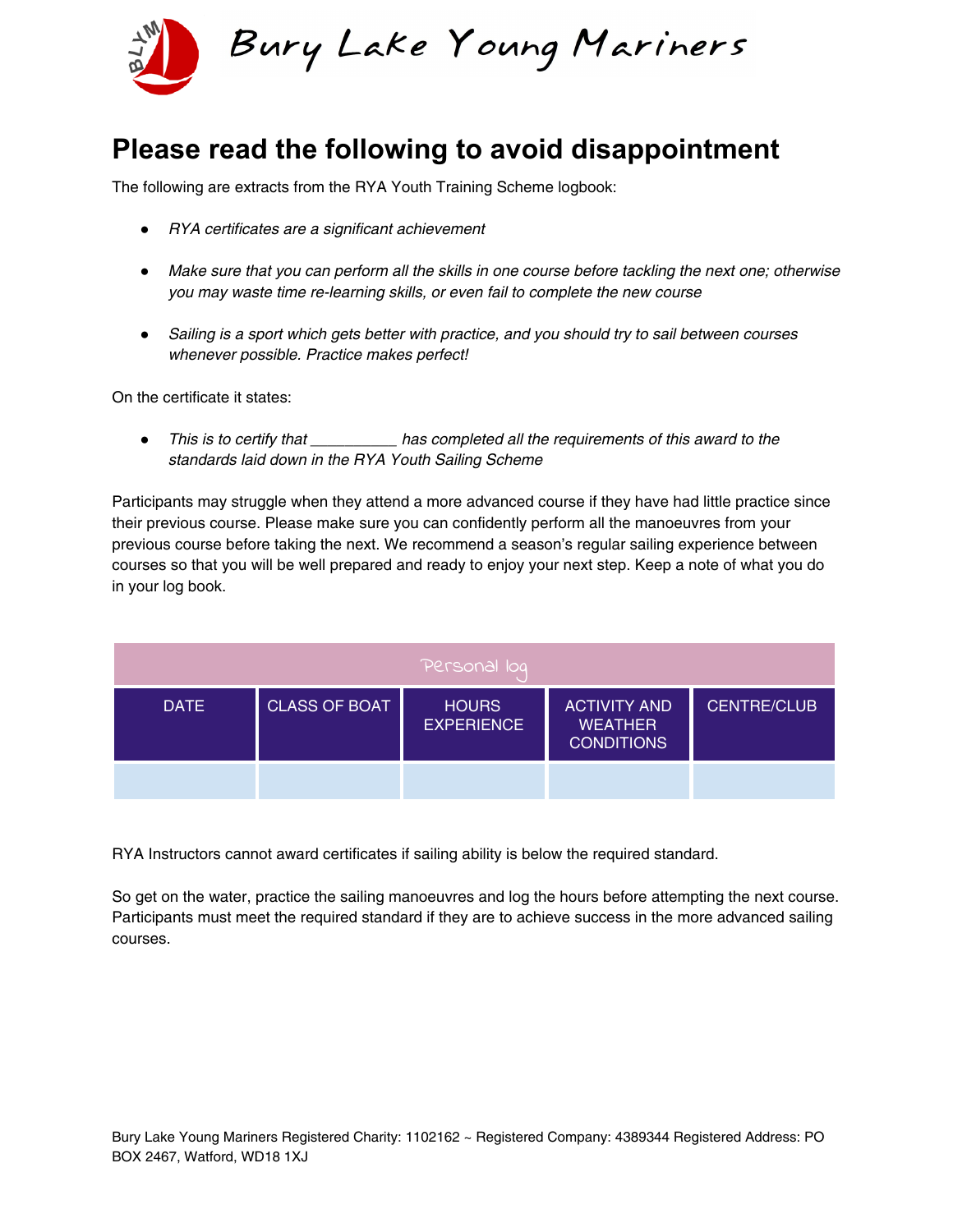# Bury Lake Young Mariners

## Please read the following to avoid disappointment

The following are extracts from the RYA Youth Training Scheme logbook:

- *RYA certificates are a significant achievement*
- *Make sure that you can perform all the skills in one course before tackling the next one; otherwise you may waste time re-learning skills, or even fail to complete the new course*
- *Sailing is a sport which gets better with practice, and you should try to sail between courses whenever possible. Practice makes perfect!*

On the certificate it states:

- *This is to certify that __________ has completed all the requirements of this award to the standards laid down in the RYA Youth Sailing Scheme*

Participants may struggle when they attend a more advanced course if they have had little practice since their previous course. Please make sure you can confidently perform all the manoeuvres from your previous course before taking the next. We recommend a season's regular sailing experience between courses so that you will be well prepared and ready to enjoy your next step. Keep a note of what you do in your log book.

| Personal log | | | | |
|---|---|---|---|---|
| DATE | CLASS OF BOAT | HOURS EXPERIENCE | ACTIVITY AND WEATHER CONDITIONS | CENTRE/CLUB |
| | | | | |

RYA Instructors cannot award certificates if sailing ability is below the required standard.

So get on the water, practice the sailing manoeuvres and log the hours before attempting the next course. Participants must meet the required standard if they are to achieve success in the more advanced sailing courses.

Bury Lake Young Mariners Registered Charity: 1102162 ~ Registered Company: 4389344 Registered Address: PO BOX 2467, Watford, WD18 1XJ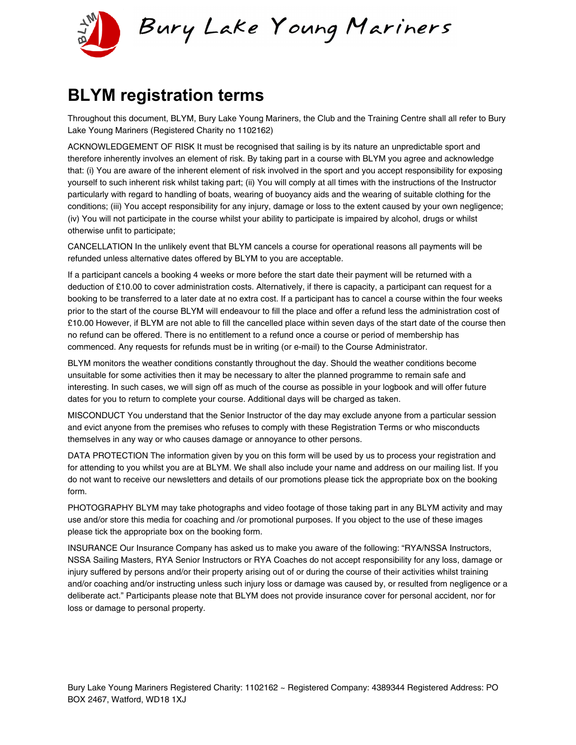Bury Lake Young Mariners

# BLYM registration terms

Throughout this document, BLYM, Bury Lake Young Mariners, the Club and the Training Centre shall all refer to Bury Lake Young Mariners (Registered Charity no 1102162)

ACKNOWLEDGEMENT OF RISK It must be recognised that sailing is by its nature an unpredictable sport and therefore inherently involves an element of risk. By taking part in a course with BLYM you agree and acknowledge that: (i) You are aware of the inherent element of risk involved in the sport and you accept responsibility for exposing yourself to such inherent risk whilst taking part; (ii) You will comply at all times with the instructions of the Instructor particularly with regard to handling of boats, wearing of buoyancy aids and the wearing of suitable clothing for the conditions; (iii) You accept responsibility for any injury, damage or loss to the extent caused by your own negligence; (iv) You will not participate in the course whilst your ability to participate is impaired by alcohol, drugs or whilst otherwise unfit to participate;

CANCELLATION In the unlikely event that BLYM cancels a course for operational reasons all payments will be refunded unless alternative dates offered by BLYM to you are acceptable.

If a participant cancels a booking 4 weeks or more before the start date their payment will be returned with a deduction of £10.00 to cover administration costs. Alternatively, if there is capacity, a participant can request for a booking to be transferred to a later date at no extra cost. If a participant has to cancel a course within the four weeks prior to the start of the course BLYM will endeavour to fill the place and offer a refund less the administration cost of £10.00 However, if BLYM are not able to fill the cancelled place within seven days of the start date of the course then no refund can be offered. There is no entitlement to a refund once a course or period of membership has commenced. Any requests for refunds must be in writing (or e-mail) to the Course Administrator.

BLYM monitors the weather conditions constantly throughout the day. Should the weather conditions become unsuitable for some activities then it may be necessary to alter the planned programme to remain safe and interesting. In such cases, we will sign off as much of the course as possible in your logbook and will offer future dates for you to return to complete your course. Additional days will be charged as taken.

MISCONDUCT You understand that the Senior Instructor of the day may exclude anyone from a particular session and evict anyone from the premises who refuses to comply with these Registration Terms or who misconducts themselves in any way or who causes damage or annoyance to other persons.

DATA PROTECTION The information given by you on this form will be used by us to process your registration and for attending to you whilst you are at BLYM. We shall also include your name and address on our mailing list. If you do not want to receive our newsletters and details of our promotions please tick the appropriate box on the booking form.

PHOTOGRAPHY BLYM may take photographs and video footage of those taking part in any BLYM activity and may use and/or store this media for coaching and /or promotional purposes. If you object to the use of these images please tick the appropriate box on the booking form.

INSURANCE Our Insurance Company has asked us to make you aware of the following: "RYA/NSSA Instructors, NSSA Sailing Masters, RYA Senior Instructors or RYA Coaches do not accept responsibility for any loss, damage or injury suffered by persons and/or their property arising out of or during the course of their activities whilst training and/or coaching and/or instructing unless such injury loss or damage was caused by, or resulted from negligence or a deliberate act." Participants please note that BLYM does not provide insurance cover for personal accident, nor for loss or damage to personal property.

Bury Lake Young Mariners Registered Charity: 1102162 ~ Registered Company: 4389344 Registered Address: PO BOX 2467, Watford, WD18 1XJ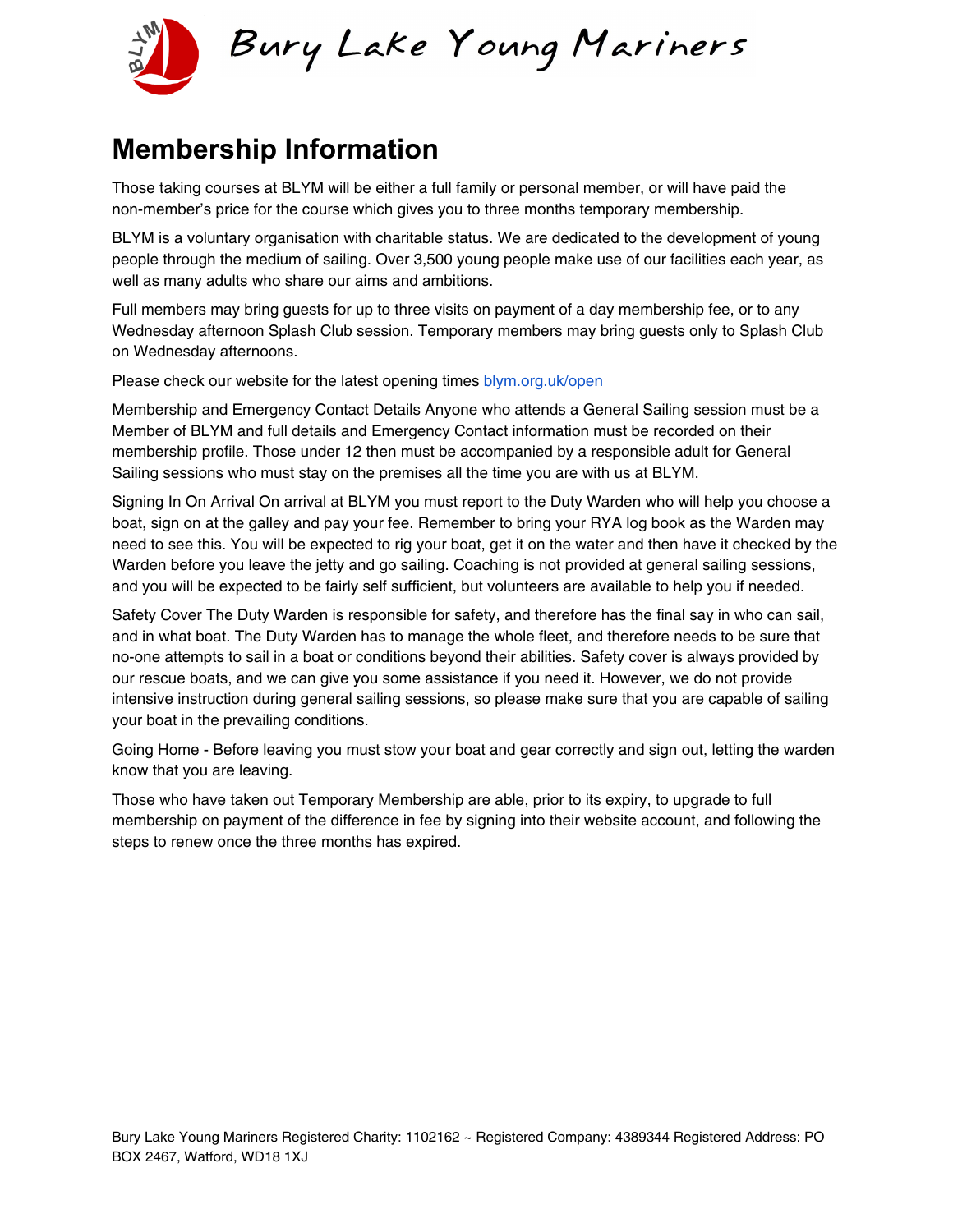# Membership Information

Those taking courses at BLYM will be either a full family or personal member, or will have paid the non-member's price for the course which gives you to three months temporary membership.

BLYM is a voluntary organisation with charitable status. We are dedicated to the development of young people through the medium of sailing. Over 3,500 young people make use of our facilities each year, as well as many adults who share our aims and ambitions.

Full members may bring guests for up to three visits on payment of a day membership fee, or to any Wednesday afternoon Splash Club session. Temporary members may bring guests only to Splash Club on Wednesday afternoons.

Please check our website for the latest opening times [blym.org.uk/open](blym.org.uk/open)

Membership and Emergency Contact Details Anyone who attends a General Sailing session must be a Member of BLYM and full details and Emergency Contact information must be recorded on their membership profile. Those under 12 then must be accompanied by a responsible adult for General Sailing sessions who must stay on the premises all the time you are with us at BLYM.

Signing In On Arrival On arrival at BLYM you must report to the Duty Warden who will help you choose a boat, sign on at the galley and pay your fee. Remember to bring your RYA log book as the Warden may need to see this. You will be expected to rig your boat, get it on the water and then have it checked by the Warden before you leave the jetty and go sailing. Coaching is not provided at general sailing sessions, and you will be expected to be fairly self sufficient, but volunteers are available to help you if needed.

Safety Cover The Duty Warden is responsible for safety, and therefore has the final say in who can sail, and in what boat. The Duty Warden has to manage the whole fleet, and therefore needs to be sure that no-one attempts to sail in a boat or conditions beyond their abilities. Safety cover is always provided by our rescue boats, and we can give you some assistance if you need it. However, we do not provide intensive instruction during general sailing sessions, so please make sure that you are capable of sailing your boat in the prevailing conditions.

Going Home - Before leaving you must stow your boat and gear correctly and sign out, letting the warden know that you are leaving.

Those who have taken out Temporary Membership are able, prior to its expiry, to upgrade to full membership on payment of the difference in fee by signing into their website account, and following the steps to renew once the three months has expired.

Bury Lake Young Mariners Registered Charity: 1102162 ~ Registered Company: 4389344 Registered Address: PO BOX 2467, Watford, WD18 1XJ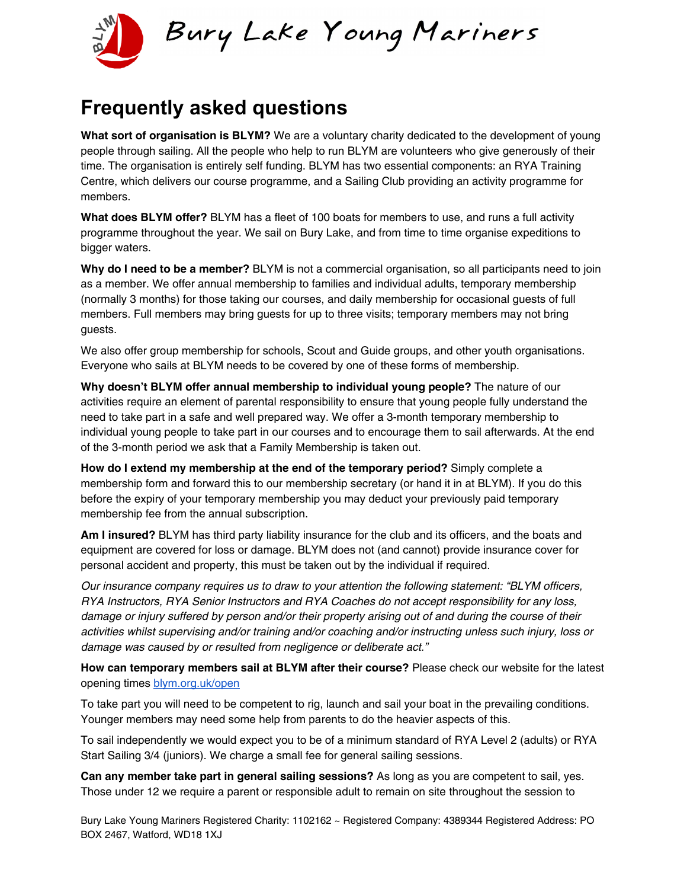# Frequently asked questions

**What sort of organisation is BLYM?** We are a voluntary charity dedicated to the development of young people through sailing. All the people who help to run BLYM are volunteers who give generously of their time. The organisation is entirely self funding. BLYM has two essential components: an RYA Training Centre, which delivers our course programme, and a Sailing Club providing an activity programme for members.

**What does BLYM offer?** BLYM has a fleet of 100 boats for members to use, and runs a full activity programme throughout the year. We sail on Bury Lake, and from time to time organise expeditions to bigger waters.

**Why do I need to be a member?** BLYM is not a commercial organisation, so all participants need to join as a member. We offer annual membership to families and individual adults, temporary membership (normally 3 months) for those taking our courses, and daily membership for occasional guests of full members. Full members may bring guests for up to three visits; temporary members may not bring guests.

We also offer group membership for schools, Scout and Guide groups, and other youth organisations. Everyone who sails at BLYM needs to be covered by one of these forms of membership.

**Why doesn't BLYM offer annual membership to individual young people?** The nature of our activities require an element of parental responsibility to ensure that young people fully understand the need to take part in a safe and well prepared way. We offer a 3-month temporary membership to individual young people to take part in our courses and to encourage them to sail afterwards. At the end of the 3-month period we ask that a Family Membership is taken out.

**How do I extend my membership at the end of the temporary period?** Simply complete a membership form and forward this to our membership secretary (or hand it in at BLYM). If you do this before the expiry of your temporary membership you may deduct your previously paid temporary membership fee from the annual subscription.

**Am I insured?** BLYM has third party liability insurance for the club and its officers, and the boats and equipment are covered for loss or damage. BLYM does not (and cannot) provide insurance cover for personal accident and property, this must be taken out by the individual if required.

*Our insurance company requires us to draw to your attention the following statement: "BLYM officers, RYA Instructors, RYA Senior Instructors and RYA Coaches do not accept responsibility for any loss, damage or injury suffered by person and/or their property arising out of and during the course of their activities whilst supervising and/or training and/or coaching and/or instructing unless such injury, loss or damage was caused by or resulted from negligence or deliberate act."*

**How can temporary members sail at BLYM after their course?** Please check our website for the latest opening times [blym.org.uk/open](blym.org.uk/open)

To take part you will need to be competent to rig, launch and sail your boat in the prevailing conditions. Younger members may need some help from parents to do the heavier aspects of this.

To sail independently we would expect you to be of a minimum standard of RYA Level 2 (adults) or RYA Start Sailing 3/4 (juniors). We charge a small fee for general sailing sessions.

**Can any member take part in general sailing sessions?** As long as you are competent to sail, yes. Those under 12 we require a parent or responsible adult to remain on site throughout the session to

Bury Lake Young Mariners Registered Charity: 1102162 ~ Registered Company: 4389344 Registered Address: PO BOX 2467, Watford, WD18 1XJ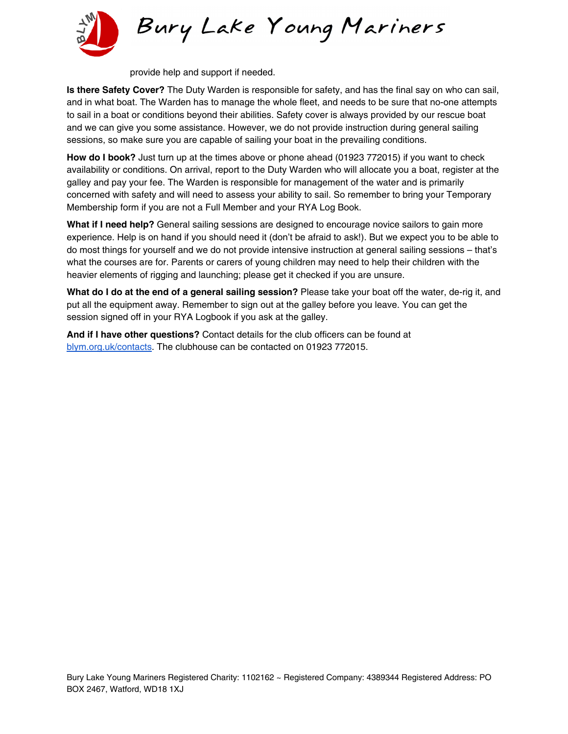provide help and support if needed.

**Is there Safety Cover?** The Duty Warden is responsible for safety, and has the final say on who can sail, and in what boat. The Warden has to manage the whole fleet, and needs to be sure that no-one attempts to sail in a boat or conditions beyond their abilities. Safety cover is always provided by our rescue boat and we can give you some assistance. However, we do not provide instruction during general sailing sessions, so make sure you are capable of sailing your boat in the prevailing conditions.

**How do I book?** Just turn up at the times above or phone ahead (01923 772015) if you want to check availability or conditions. On arrival, report to the Duty Warden who will allocate you a boat, register at the galley and pay your fee. The Warden is responsible for management of the water and is primarily concerned with safety and will need to assess your ability to sail. So remember to bring your Temporary Membership form if you are not a Full Member and your RYA Log Book.

**What if I need help?** General sailing sessions are designed to encourage novice sailors to gain more experience. Help is on hand if you should need it (don't be afraid to ask!). But we expect you to be able to do most things for yourself and we do not provide intensive instruction at general sailing sessions – that's what the courses are for. Parents or carers of young children may need to help their children with the heavier elements of rigging and launching; please get it checked if you are unsure.

**What do I do at the end of a general sailing session?** Please take your boat off the water, de-rig it, and put all the equipment away. Remember to sign out at the galley before you leave. You can get the session signed off in your RYA Logbook if you ask at the galley.

**And if I have other questions?** Contact details for the club officers can be found at [blym.org.uk/contacts](blym.org.uk/contacts). The clubhouse can be contacted on 01923 772015.

Bury Lake Young Mariners Registered Charity: 1102162 ~ Registered Company: 4389344 Registered Address: PO BOX 2467, Watford, WD18 1XJ